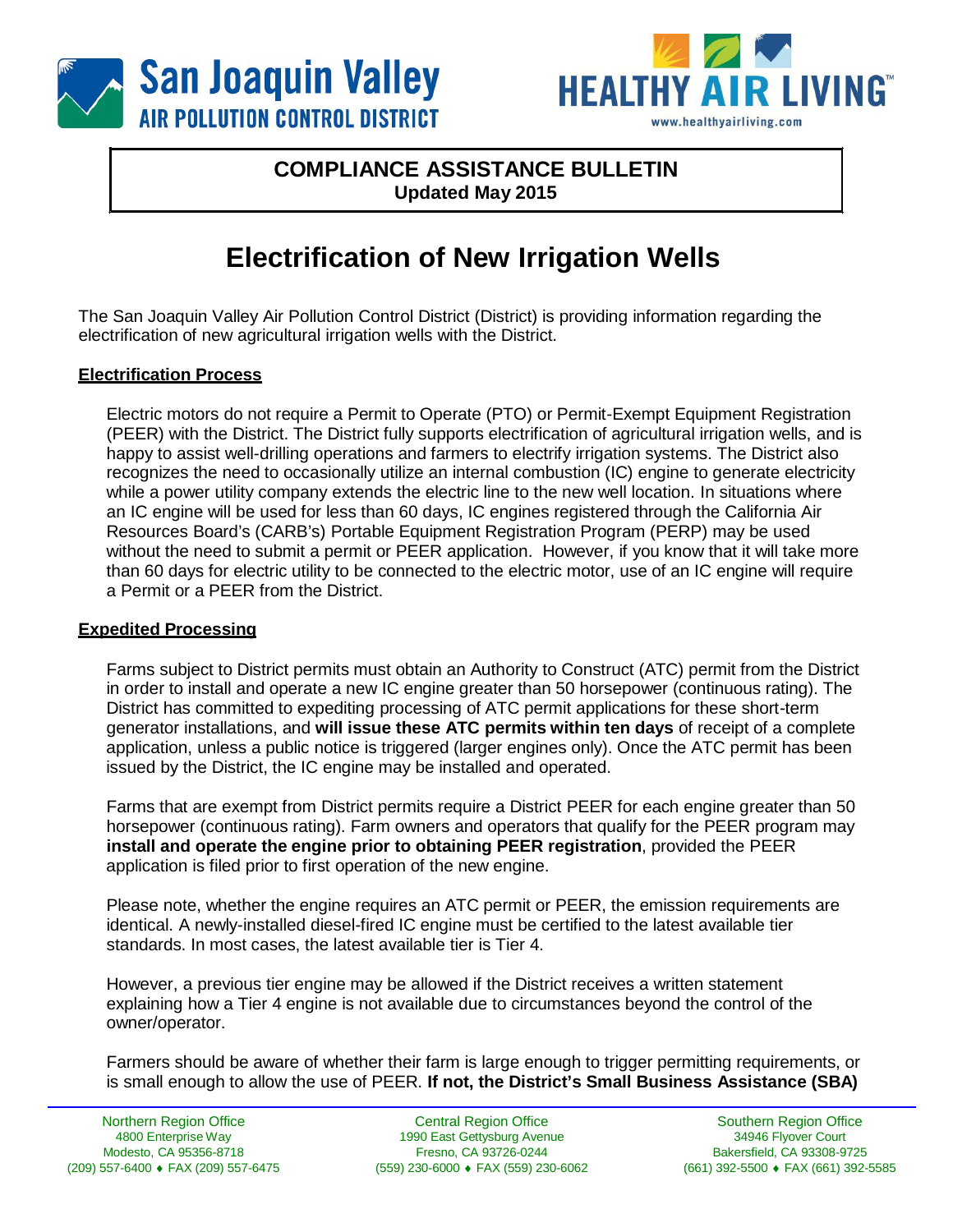San Joaquin Valley
AIR POLLUTION CONTROL DISTRICT

HEALTHY AIR LIVING™
www.healthyairliving.com

**COMPLIANCE ASSISTANCE BULLETIN**
**Updated May 2015**

# Electrification of New Irrigation Wells

The San Joaquin Valley Air Pollution Control District (District) is providing information regarding the electrification of new agricultural irrigation wells with the District.

## Electrification Process

Electric motors do not require a Permit to Operate (PTO) or Permit-Exempt Equipment Registration (PEER) with the District. The District fully supports electrification of agricultural irrigation wells, and is happy to assist well-drilling operations and farmers to electrify irrigation systems. The District also recognizes the need to occasionally utilize an internal combustion (IC) engine to generate electricity while a power utility company extends the electric line to the new well location. In situations where an IC engine will be used for less than 60 days, IC engines registered through the California Air Resources Board's (CARB's) Portable Equipment Registration Program (PERP) may be used without the need to submit a permit or PEER application. However, if you know that it will take more than 60 days for electric utility to be connected to the electric motor, use of an IC engine will require a Permit or a PEER from the District.

## Expedited Processing

Farms subject to District permits must obtain an Authority to Construct (ATC) permit from the District in order to install and operate a new IC engine greater than 50 horsepower (continuous rating). The District has committed to expediting processing of ATC permit applications for these short-term generator installations, and **will issue these ATC permits within ten days** of receipt of a complete application, unless a public notice is triggered (larger engines only). Once the ATC permit has been issued by the District, the IC engine may be installed and operated.

Farms that are exempt from District permits require a District PEER for each engine greater than 50 horsepower (continuous rating). Farm owners and operators that qualify for the PEER program may **install and operate the engine prior to obtaining PEER registration**, provided the PEER application is filed prior to first operation of the new engine.

Please note, whether the engine requires an ATC permit or PEER, the emission requirements are identical. A newly-installed diesel-fired IC engine must be certified to the latest available tier standards. In most cases, the latest available tier is Tier 4.

However, a previous tier engine may be allowed if the District receives a written statement explaining how a Tier 4 engine is not available due to circumstances beyond the control of the owner/operator.

Farmers should be aware of whether their farm is large enough to trigger permitting requirements, or is small enough to allow the use of PEER. **If not, the District's Small Business Assistance (SBA)**

Northern Region Office
4800 Enterprise Way
Modesto, CA 95356-8718
(209) 557-6400 ♦ FAX (209) 557-6475

Central Region Office
1990 East Gettysburg Avenue
Fresno, CA 93726-0244
(559) 230-6000 ♦ FAX (559) 230-6062

Southern Region Office
34946 Flyover Court
Bakersfield, CA 93308-9725
(661) 392-5500 ♦ FAX (661) 392-5585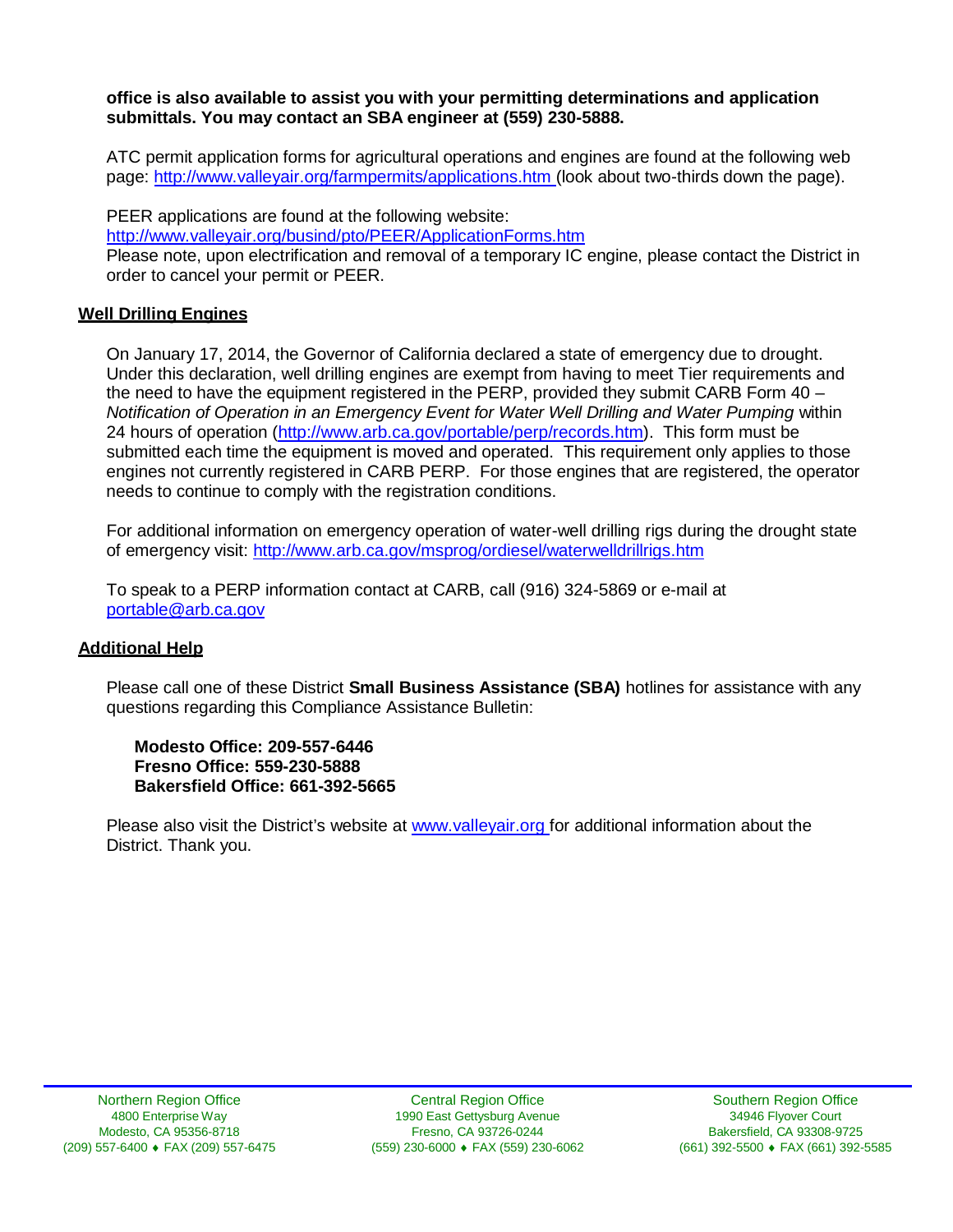**office is also available to assist you with your permitting determinations and application submittals. You may contact an SBA engineer at (559) 230-5888.**

ATC permit application forms for agricultural operations and engines are found at the following web page: http://www.valleyair.org/farmpermits/applications.htm (look about two-thirds down the page).

PEER applications are found at the following website:
http://www.valleyair.org/busind/pto/PEER/ApplicationForms.htm
Please note, upon electrification and removal of a temporary IC engine, please contact the District in order to cancel your permit or PEER.

## Well Drilling Engines

On January 17, 2014, the Governor of California declared a state of emergency due to drought. Under this declaration, well drilling engines are exempt from having to meet Tier requirements and the need to have the equipment registered in the PERP, provided they submit CARB Form 40 – *Notification of Operation in an Emergency Event for Water Well Drilling and Water Pumping* within 24 hours of operation (http://www.arb.ca.gov/portable/perp/records.htm). This form must be submitted each time the equipment is moved and operated. This requirement only applies to those engines not currently registered in CARB PERP. For those engines that are registered, the operator needs to continue to comply with the registration conditions.

For additional information on emergency operation of water-well drilling rigs during the drought state of emergency visit: http://www.arb.ca.gov/msprog/ordiesel/waterwelldrillrigs.htm

To speak to a PERP information contact at CARB, call (916) 324-5869 or e-mail at portable@arb.ca.gov

## Additional Help

Please call one of these District **Small Business Assistance (SBA)** hotlines for assistance with any questions regarding this Compliance Assistance Bulletin:

**Modesto Office: 209-557-6446**
**Fresno Office: 559-230-5888**
**Bakersfield Office: 661-392-5665**

Please also visit the District's website at www.valleyair.org for additional information about the District. Thank you.